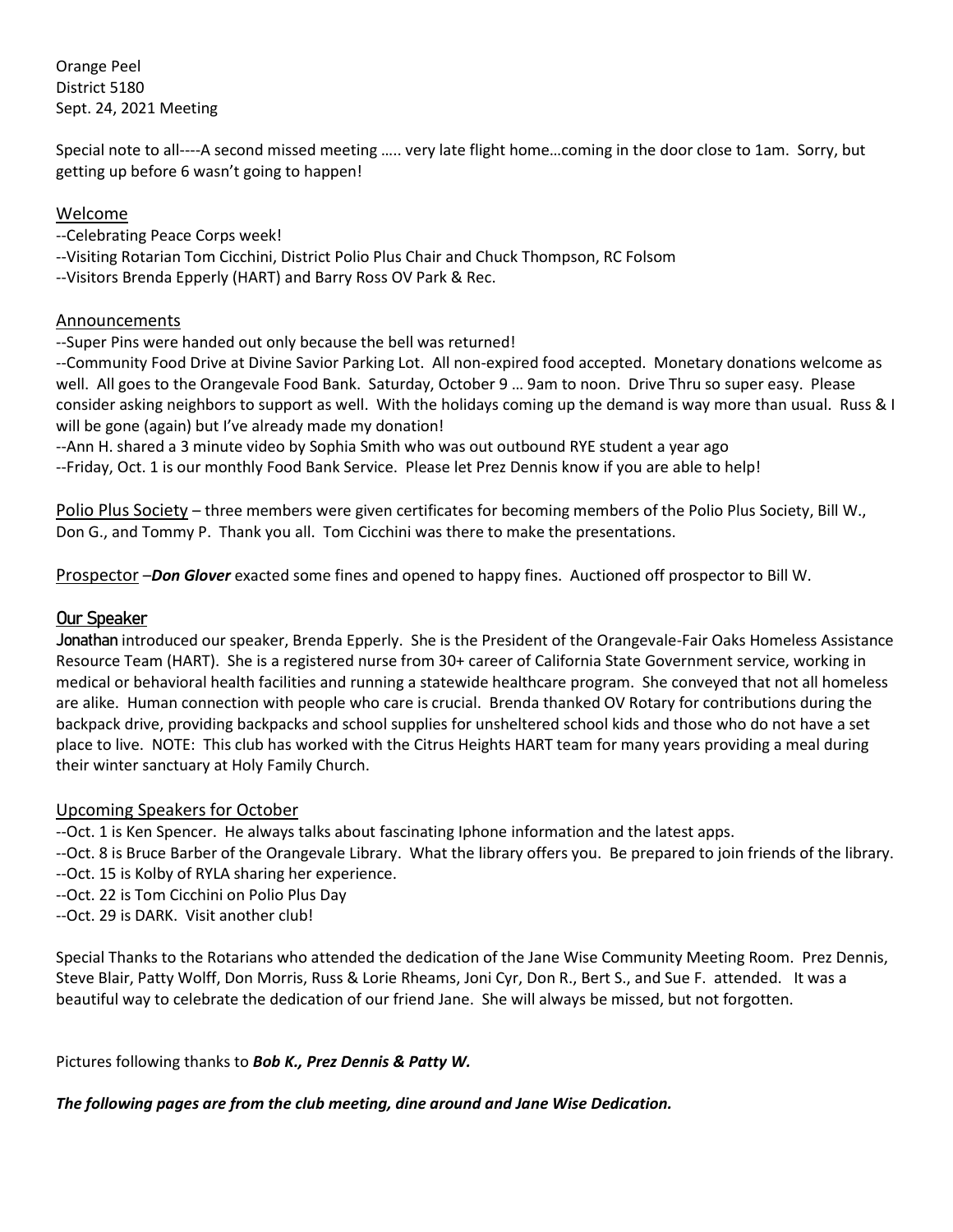Orange Peel
District 5180
Sept. 24, 2021 Meeting

Special note to all----A second missed meeting ….. very late flight home…coming in the door close to 1am. Sorry, but getting up before 6 wasn't going to happen!

## Welcome

--Celebrating Peace Corps week!
--Visiting Rotarian Tom Cicchini, District Polio Plus Chair and Chuck Thompson, RC Folsom
--Visitors Brenda Epperly (HART) and Barry Ross OV Park & Rec.

## Announcements

--Super Pins were handed out only because the bell was returned!
--Community Food Drive at Divine Savior Parking Lot. All non-expired food accepted. Monetary donations welcome as well. All goes to the Orangevale Food Bank. Saturday, October 9 … 9am to noon. Drive Thru so super easy. Please consider asking neighbors to support as well. With the holidays coming up the demand is way more than usual. Russ & I will be gone (again) but I've already made my donation!
--Ann H. shared a 3 minute video by Sophia Smith who was out outbound RYE student a year ago
--Friday, Oct. 1 is our monthly Food Bank Service. Please let Prez Dennis know if you are able to help!

Polio Plus Society – three members were given certificates for becoming members of the Polio Plus Society, Bill W., Don G., and Tommy P. Thank you all. Tom Cicchini was there to make the presentations.

Prospector –***Don Glover*** exacted some fines and opened to happy fines. Auctioned off prospector to Bill W.

## Our Speaker

**Jonathan** introduced our speaker, Brenda Epperly. She is the President of the Orangevale-Fair Oaks Homeless Assistance Resource Team (HART). She is a registered nurse from 30+ career of California State Government service, working in medical or behavioral health facilities and running a statewide healthcare program. She conveyed that not all homeless are alike. Human connection with people who care is crucial. Brenda thanked OV Rotary for contributions during the backpack drive, providing backpacks and school supplies for unsheltered school kids and those who do not have a set place to live. NOTE: This club has worked with the Citrus Heights HART team for many years providing a meal during their winter sanctuary at Holy Family Church.

## Upcoming Speakers for October

--Oct. 1 is Ken Spencer. He always talks about fascinating Iphone information and the latest apps.
--Oct. 8 is Bruce Barber of the Orangevale Library. What the library offers you. Be prepared to join friends of the library.
--Oct. 15 is Kolby of RYLA sharing her experience.
--Oct. 22 is Tom Cicchini on Polio Plus Day
--Oct. 29 is DARK. Visit another club!

Special Thanks to the Rotarians who attended the dedication of the Jane Wise Community Meeting Room. Prez Dennis, Steve Blair, Patty Wolff, Don Morris, Russ & Lorie Rheams, Joni Cyr, Don R., Bert S., and Sue F. attended. It was a beautiful way to celebrate the dedication of our friend Jane. She will always be missed, but not forgotten.

Pictures following thanks to ***Bob K., Prez Dennis & Patty W.***

***The following pages are from the club meeting, dine around and Jane Wise Dedication.***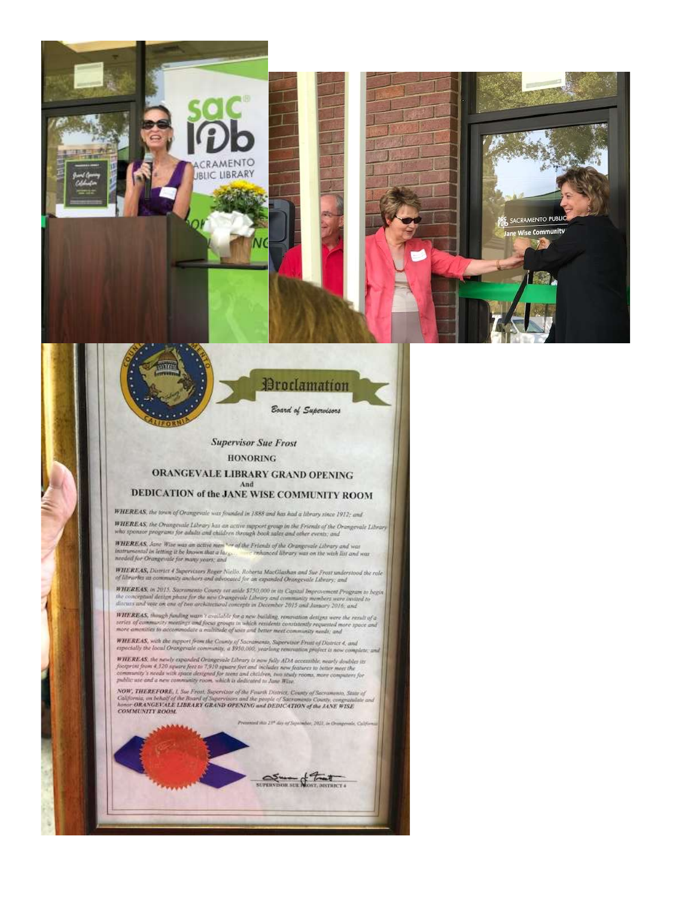# Proclamation

*Board of Supervisors*

*Supervisor Sue Frost*

**HONORING**

## ORANGEVALE LIBRARY GRAND OPENING
And
## DEDICATION of the JANE WISE COMMUNITY ROOM

***WHEREAS**, the town of Orangevale was founded in 1888 and has had a library since 1912; and*

***WHEREAS**, the Orangevale Library has an active support group in the Friends of the Orangevale Library who sponsor programs for adults and children through book sales and other events; and*

***WHEREAS**, Jane Wise was an active member of the Friends of the Orangevale Library and was instrumental in letting it be known that a larger, more enhanced library was on the wish list and was needed for Orangevale for many years; and*

***WHEREAS**, District 4 Supervisors Roger Niello, Roberta MacGlashan and Sue Frost understood the role of libraries as community anchors and advocated for an expanded Orangevale Library; and*

***WHEREAS**, in 2015, Sacramento County set aside $750,000 in its Capital Improvement Program to begin the conceptual design phase for the new Orangevale Library and community members were invited to discuss and vote on one of two architectural concepts in December 2015 and January 2016; and*

***WHEREAS**, though funding wasn't available for a new building, renovation designs were the result of a series of community meetings and focus groups in which residents consistently requested more space and more amenities to accommodate a multitude of uses and better meet community needs; and*

***WHEREAS**, with the support from the County of Sacramento, Supervisor Frost of District 4, and especially the local Orangevale community, a $950,000, yearlong renovation project is now complete; and*

***WHEREAS**, the newly expanded Orangevale Library is now fully ADA accessible, nearly doubles its footprint from 4,320 square feet to 7,910 square feet and includes new features to better meet the community's needs with space designed for teens and children, two study rooms, more computers for public use and a new community room, which is dedicated to Jane Wise.*

***NOW, THEREFORE**, I, Sue Frost, Supervisor of the Fourth District, County of Sacramento, State of California, on behalf of the Board of Supervisors and the people of Sacramento County, congratulate and honor **ORANGEVALE LIBRARY GRAND OPENING and DEDICATION of the JANE WISE COMMUNITY ROOM.***

*Presented this 25th day of September, 2021, in Orangevale, California*

SUPERVISOR SUE FROST, DISTRICT 4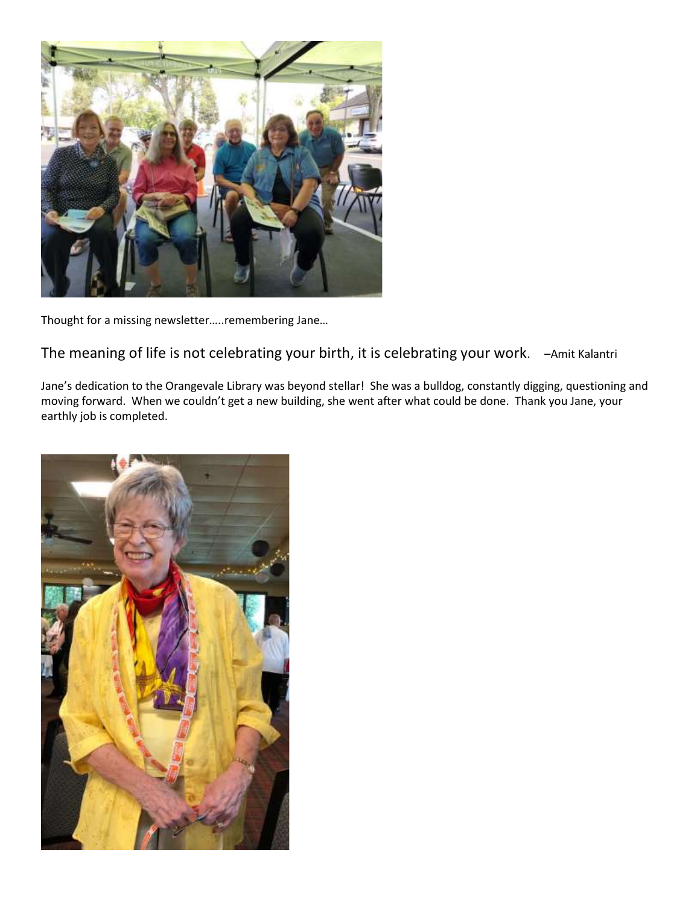Thought for a missing newsletter…..remembering Jane…

The meaning of life is not celebrating your birth, it is celebrating your work. –Amit Kalantri

Jane's dedication to the Orangevale Library was beyond stellar! She was a bulldog, constantly digging, questioning and moving forward. When we couldn't get a new building, she went after what could be done. Thank you Jane, your earthly job is completed.